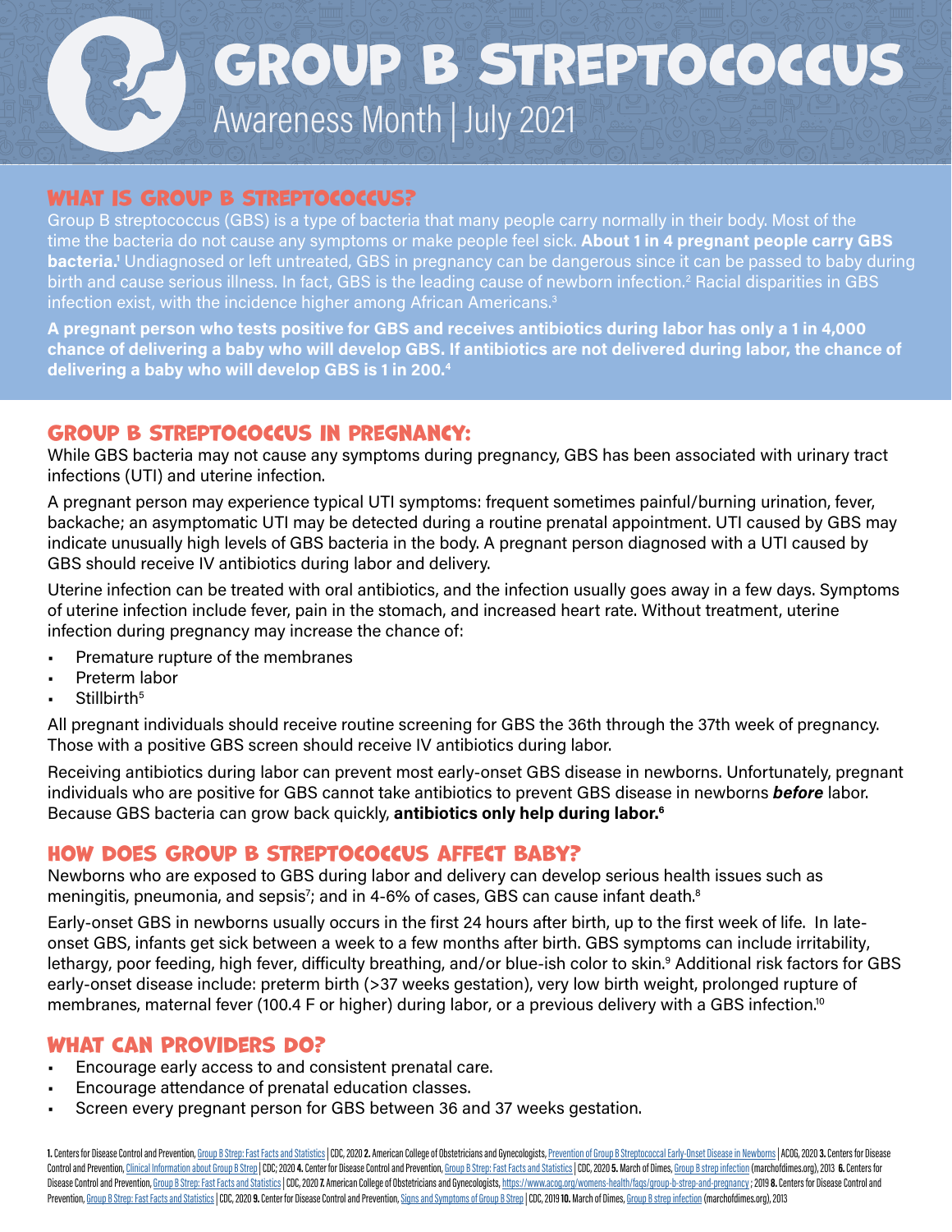# GROUP B STREPTOCOCCUS

Awareness Month | July 2021

## WHAT IS GROUP B STREPTOCOCCUS?

Group B streptococcus (GBS) is a type of bacteria that many people carry normally in their body. Most of the time the bacteria do not cause any symptoms or make people feel sick. **About 1 in 4 pregnant people carry GBS bacteria.[1]** Undiagnosed or left untreated, GBS in pregnancy can be dangerous since it can be passed to baby during birth and cause serious illness. In fact, GBS is the leading cause of newborn infection.[2] Racial disparities in GBS infection exist, with the incidence higher among African Americans.[3]

**A pregnant person who tests positive for GBS and receives antibiotics during labor has only a 1 in 4,000 chance of delivering a baby who will develop GBS. If antibiotics are not delivered during labor, the chance of delivering a baby who will develop GBS is 1 in 200.[4]**

## GROUP B STREPTOCOCCUS IN PREGNANCY:

While GBS bacteria may not cause any symptoms during pregnancy, GBS has been associated with urinary tract infections (UTI) and uterine infection.

A pregnant person may experience typical UTI symptoms: frequent sometimes painful/burning urination, fever, backache; an asymptomatic UTI may be detected during a routine prenatal appointment. UTI caused by GBS may indicate unusually high levels of GBS bacteria in the body. A pregnant person diagnosed with a UTI caused by GBS should receive IV antibiotics during labor and delivery.

Uterine infection can be treated with oral antibiotics, and the infection usually goes away in a few days. Symptoms of uterine infection include fever, pain in the stomach, and increased heart rate. Without treatment, uterine infection during pregnancy may increase the chance of:

- Premature rupture of the membranes
- Preterm labor
- Stillbirth[5]

All pregnant individuals should receive routine screening for GBS the 36th through the 37th week of pregnancy. Those with a positive GBS screen should receive IV antibiotics during labor.

Receiving antibiotics during labor can prevent most early-onset GBS disease in newborns. Unfortunately, pregnant individuals who are positive for GBS cannot take antibiotics to prevent GBS disease in newborns ***before*** labor. Because GBS bacteria can grow back quickly, **antibiotics only help during labor.[6]**

## HOW DOES GROUP B STREPTOCOCCUS AFFECT BABY?

Newborns who are exposed to GBS during labor and delivery can develop serious health issues such as meningitis, pneumonia, and sepsis[7]; and in 4-6% of cases, GBS can cause infant death.[8]

Early-onset GBS in newborns usually occurs in the first 24 hours after birth, up to the first week of life. In late-onset GBS, infants get sick between a week to a few months after birth. GBS symptoms can include irritability, lethargy, poor feeding, high fever, difficulty breathing, and/or blue-ish color to skin.[9] Additional risk factors for GBS early-onset disease include: preterm birth (>37 weeks gestation), very low birth weight, prolonged rupture of membranes, maternal fever (100.4 F or higher) during labor, or a previous delivery with a GBS infection.[10]

## WHAT CAN PROVIDERS DO?

- Encourage early access to and consistent prenatal care.
- Encourage attendance of prenatal education classes.
- Screen every pregnant person for GBS between 36 and 37 weeks gestation.

**1.** Centers for Disease Control and Prevention, Group B Strep: Fast Facts and Statistics | CDC, 2020 **2.** American College of Obstetricians and Gynecologists, Prevention of Group B Streptococcal Early-Onset Disease in Newborns | ACOG, 2020 **3.** Centers for Disease Control and Prevention, Clinical Information about Group B Strep | CDC; 2020 **4.** Center for Disease Control and Prevention, Group B Strep: Fast Facts and Statistics | CDC, 2020 **5.** March of Dimes, Group B strep infection (marchofdimes.org), 2013 **6.** Centers for Disease Control and Prevention, Group B Strep: Fast Facts and Statistics | CDC, 2020 **7.** American College of Obstetricians and Gynecologists, https://www.acog.org/womens-health/faqs/group-b-strep-and-pregnancy ; 2019 **8.** Centers for Disease Control and Prevention, Group B Strep: Fast Facts and Statistics | CDC, 2020 **9.** Center for Disease Control and Prevention, Signs and Symptoms of Group B Strep | CDC, 2019 **10.** March of Dimes, Group B strep infection (marchofdimes.org), 2013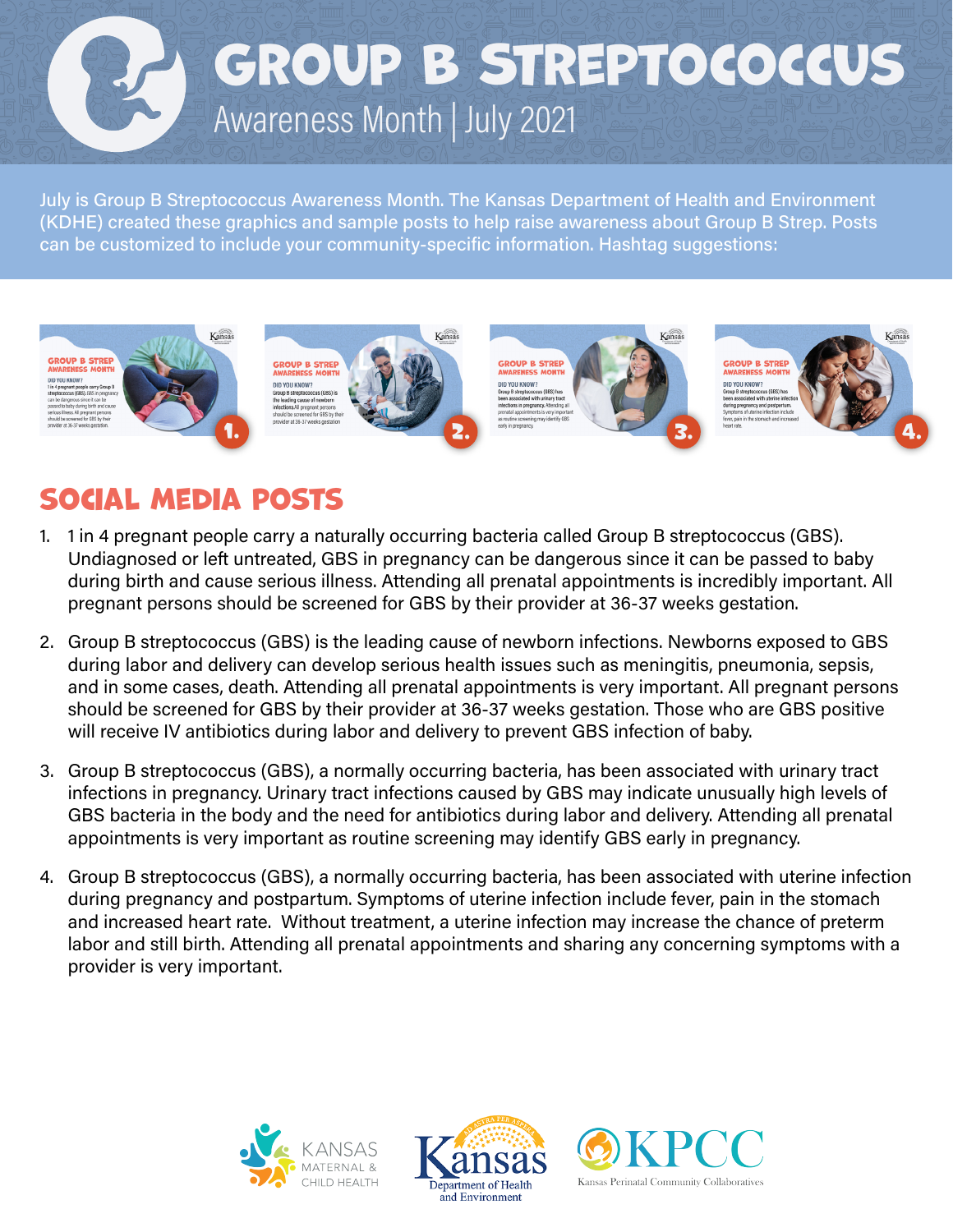# GROUP B STREPTOCOCCUS

Awareness Month | July 2021

July is Group B Streptococcus Awareness Month. The Kansas Department of Health and Environment (KDHE) created these graphics and sample posts to help raise awareness about Group B Strep. Posts can be customized to include your community-specific information. Hashtag suggestions:

## SOCIAL MEDIA POSTS

1. 1 in 4 pregnant people carry a naturally occurring bacteria called Group B streptococcus (GBS). Undiagnosed or left untreated, GBS in pregnancy can be dangerous since it can be passed to baby during birth and cause serious illness. Attending all prenatal appointments is incredibly important. All pregnant persons should be screened for GBS by their provider at 36-37 weeks gestation.

2. Group B streptococcus (GBS) is the leading cause of newborn infections. Newborns exposed to GBS during labor and delivery can develop serious health issues such as meningitis, pneumonia, sepsis, and in some cases, death. Attending all prenatal appointments is very important. All pregnant persons should be screened for GBS by their provider at 36-37 weeks gestation. Those who are GBS positive will receive IV antibiotics during labor and delivery to prevent GBS infection of baby.

3. Group B streptococcus (GBS), a normally occurring bacteria, has been associated with urinary tract infections in pregnancy. Urinary tract infections caused by GBS may indicate unusually high levels of GBS bacteria in the body and the need for antibiotics during labor and delivery. Attending all prenatal appointments is very important as routine screening may identify GBS early in pregnancy.

4. Group B streptococcus (GBS), a normally occurring bacteria, has been associated with uterine infection during pregnancy and postpartum. Symptoms of uterine infection include fever, pain in the stomach and increased heart rate. Without treatment, a uterine infection may increase the chance of preterm labor and still birth. Attending all prenatal appointments and sharing any concerning symptoms with a provider is very important.

KANSAS MATERNAL & CHILD HEALTH

Kansas Department of Health and Environment

KPCC Kansas Perinatal Community Collaboratives